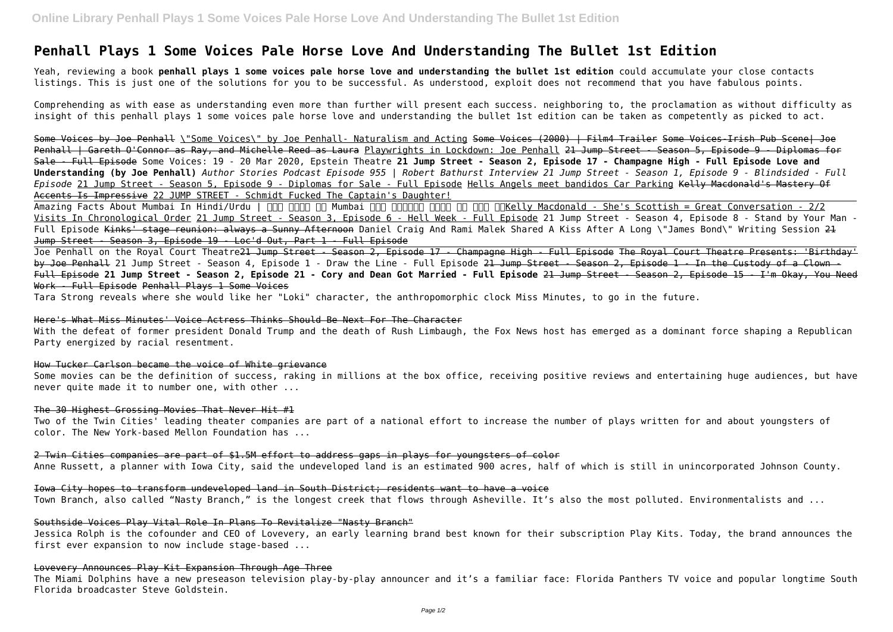# Penhall Plays 1 Some Voices Pale Horse Love And Understanding The Bullet 1st Edition

Yeah, reviewing a book **penhall plays 1 some voices pale horse love and understanding the bullet 1st edition** could accumulate your close contacts listings. This is just one of the solutions for you to be successful. As understood, exploit does not recommend that you have fabulous points.

Comprehending as with ease as understanding even more than further will present each success. neighboring to, the proclamation as without difficulty as insight of this penhall plays 1 some voices pale horse love and understanding the bullet 1st edition can be taken as competently as picked to act.

~~Some Voices by Joe Penhall~~ "Some Voices" by Joe Penhall- Naturalism and Acting ~~Some Voices (2000) | Film4 Trailer~~ ~~Some Voices-Irish Pub Scene| Joe Penhall | Gareth O'Connor as Ray, and Michelle Reed as Laura~~ Playwrights in Lockdown: Joe Penhall ~~21 Jump Street - Season 5, Episode 9 - Diplomas for Sale - Full Episode~~ Some Voices: 19 - 20 Mar 2020, Epstein Theatre **21 Jump Street - Season 2, Episode 17 - Champagne High - Full Episode Love and Understanding (by Joe Penhall)** *Author Stories Podcast Episode 955 | Robert Bathurst Interview 21 Jump Street - Season 1, Episode 9 - Blindsided - Full Episode* 21 Jump Street - Season 5, Episode 9 - Diplomas for Sale - Full Episode Hells Angels meet bandidos Car Parking ~~Kelly Macdonald's Mastery Of Accents Is Impressive~~ 22 JUMP STREET - Schmidt Fucked The Captain's Daughter!

Amazing Facts About Mumbai In Hindi/Urdu | Kelly Macdonald - She's Scottish = Great Conversation - 2/2 Visits In Chronological Order 21 Jump Street - Season 3, Episode 6 - Hell Week - Full Episode 21 Jump Street - Season 4, Episode 8 - Stand by Your Man - Full Episode ~~Kinks' stage reunion: always a Sunny Afternoon~~ Daniel Craig And Rami Malek Shared A Kiss After A Long "James Bond" Writing Session ~~21 Jump Street - Season 3, Episode 19 - Loc'd Out, Part 1 - Full Episode~~

Joe Penhall on the Royal Court Theatre~~21 Jump Street - Season 2, Episode 17 - Champagne High - Full Episode~~ ~~The Royal Court Theatre Presents: 'Birthday' by Joe Penhall~~ 21 Jump Street - Season 4, Episode 1 - Draw the Line - Full Episode ~~21 Jump Street - Season 2, Episode 1 - In the Custody of a Clown - Full Episode~~ **21 Jump Street - Season 2, Episode 21 - Cory and Dean Got Married - Full Episode** ~~21 Jump Street - Season 2, Episode 15 - I'm Okay, You Need Work - Full Episode~~ ~~Penhall Plays 1 Some Voices~~

Tara Strong reveals where she would like her "Loki" character, the anthropomorphic clock Miss Minutes, to go in the future.

## Here's What Miss Minutes' Voice Actress Thinks Should Be Next For The Character

With the defeat of former president Donald Trump and the death of Rush Limbaugh, the Fox News host has emerged as a dominant force shaping a Republican Party energized by racial resentment.

## How Tucker Carlson became the voice of White grievance

Some movies can be the definition of success, raking in millions at the box office, receiving positive reviews and entertaining huge audiences, but have never quite made it to number one, with other ...

## The 30 Highest Grossing Movies That Never Hit #1

Two of the Twin Cities' leading theater companies are part of a national effort to increase the number of plays written for and about youngsters of color. The New York-based Mellon Foundation has ...

## 2 Twin Cities companies are part of $1.5M effort to address gaps in plays for youngsters of color

Anne Russett, a planner with Iowa City, said the undeveloped land is an estimated 900 acres, half of which is still in unincorporated Johnson County.

## Iowa City hopes to transform undeveloped land in South District; residents want to have a voice

Town Branch, also called "Nasty Branch," is the longest creek that flows through Asheville. It's also the most polluted. Environmentalists and ...

## Southside Voices Play Vital Role In Plans To Revitalize "Nasty Branch"

Jessica Rolph is the cofounder and CEO of Lovevery, an early learning brand best known for their subscription Play Kits. Today, the brand announces the first ever expansion to now include stage-based ...

## Lovevery Announces Play Kit Expansion Through Age Three

The Miami Dolphins have a new preseason television play-by-play announcer and it's a familiar face: Florida Panthers TV voice and popular longtime South Florida broadcaster Steve Goldstein.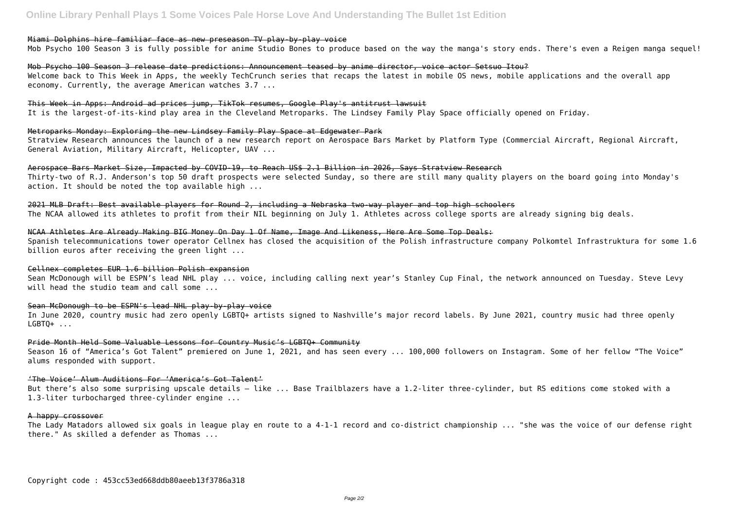Miami Dolphins hire familiar face as new preseason TV play-by-play voice
Mob Psycho 100 Season 3 is fully possible for anime Studio Bones to produce based on the way the manga's story ends. There's even a Reigen manga sequel!

Mob Psycho 100 Season 3 release date predictions: Announcement teased by anime director, voice actor Setsuo Itou?
Welcome back to This Week in Apps, the weekly TechCrunch series that recaps the latest in mobile OS news, mobile applications and the overall app economy. Currently, the average American watches 3.7 ...

This Week in Apps: Android ad prices jump, TikTok resumes, Google Play's antitrust lawsuit
It is the largest-of-its-kind play area in the Cleveland Metroparks. The Lindsey Family Play Space officially opened on Friday.

Metroparks Monday: Exploring the new Lindsey Family Play Space at Edgewater Park
Stratview Research announces the launch of a new research report on Aerospace Bars Market by Platform Type (Commercial Aircraft, Regional Aircraft, General Aviation, Military Aircraft, Helicopter, UAV ...

Aerospace Bars Market Size, Impacted by COVID-19, to Reach US$ 2.1 Billion in 2026, Says Stratview Research
Thirty-two of R.J. Anderson's top 50 draft prospects were selected Sunday, so there are still many quality players on the board going into Monday's action. It should be noted the top available high ...

2021 MLB Draft: Best available players for Round 2, including a Nebraska two-way player and top high schoolers
The NCAA allowed its athletes to profit from their NIL beginning on July 1. Athletes across college sports are already signing big deals.

NCAA Athletes Are Already Making BIG Money On Day 1 Of Name, Image And Likeness, Here Are Some Top Deals:
Spanish telecommunications tower operator Cellnex has closed the acquisition of the Polish infrastructure company Polkomtel Infrastruktura for some 1.6 billion euros after receiving the green light ...

Cellnex completes EUR 1.6 billion Polish expansion
Sean McDonough will be ESPN's lead NHL play ... voice, including calling next year's Stanley Cup Final, the network announced on Tuesday. Steve Levy will head the studio team and call some ...

Sean McDonough to be ESPN's lead NHL play-by-play voice
In June 2020, country music had zero openly LGBTQ+ artists signed to Nashville's major record labels. By June 2021, country music had three openly LGBTQ+ ...

Pride Month Held Some Valuable Lessons for Country Music's LGBTQ+ Community
Season 16 of "America's Got Talent" premiered on June 1, 2021, and has seen every ... 100,000 followers on Instagram. Some of her fellow "The Voice" alums responded with support.

'The Voice' Alum Auditions For 'America's Got Talent'
But there's also some surprising upscale details — like ... Base Trailblazers have a 1.2-liter three-cylinder, but RS editions come stoked with a 1.3-liter turbocharged three-cylinder engine ...

A happy crossover
The Lady Matadors allowed six goals in league play en route to a 4-1-1 record and co-district championship ... "she was the voice of our defense right there." As skilled a defender as Thomas ...

Copyright code : 453cc53ed668ddb80aeeb13f3786a318